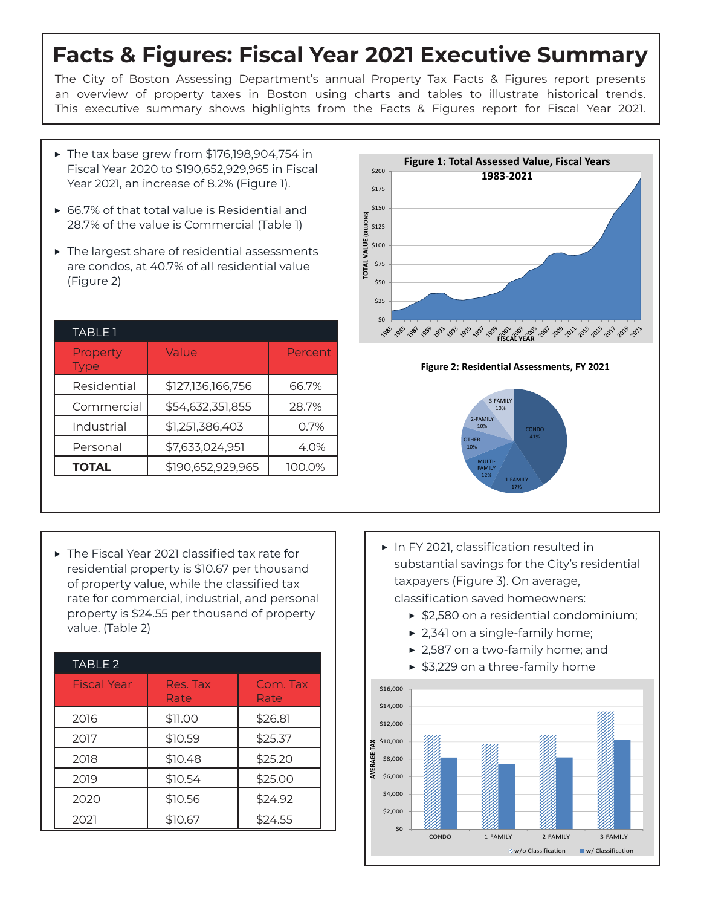# Facts & Figures: Fiscal Year 2021 Executive Summary

The City of Boston Assessing Department's annual Property Tax Facts & Figures report presents an overview of property taxes in Boston using charts and tables to illustrate historical trends. This executive summary shows highlights from the Facts & Figures report for Fiscal Year 2021.

- The tax base grew from $176,198,904,754 in Fiscal Year 2020 to $190,652,929,965 in Fiscal Year 2021, an increase of 8.2% (Figure 1).
- 66.7% of that total value is Residential and 28.7% of the value is Commercial (Table 1)
- The largest share of residential assessments are condos, at 40.7% of all residential value (Figure 2)

**TABLE 1**

| Property Type | Value | Percent |
|---|---|---|
| Residential | $127,136,166,756 | 66.7% |
| Commercial | $54,632,351,855 | 28.7% |
| Industrial | $1,251,386,403 | 0.7% |
| Personal | $7,633,024,951 | 4.0% |
| **TOTAL** | $190,652,929,965 | 100.0% |

**Figure 1: Total Assessed Value, Fiscal Years 1983-2021**

**Figure 2: Residential Assessments, FY 2021**

- The Fiscal Year 2021 classified tax rate for residential property is $10.67 per thousand of property value, while the classified tax rate for commercial, industrial, and personal property is $24.55 per thousand of property value. (Table 2)

**TABLE 2**

| Fiscal Year | Res. Tax Rate | Com. Tax Rate |
|---|---|---|
| 2016 | $11.00 | $26.81 |
| 2017 | $10.59 | $25.37 |
| 2018 | $10.48 | $25.20 |
| 2019 | $10.54 | $25.00 |
| 2020 | $10.56 | $24.92 |
| 2021 | $10.67 | $24.55 |

- In FY 2021, classification resulted in substantial savings for the City's residential taxpayers (Figure 3). On average, classification saved homeowners:
  - $2,580 on a residential condominium;
  - 2,341 on a single-family home;
  - 2,587 on a two-family home; and
  - $3,229 on a three-family home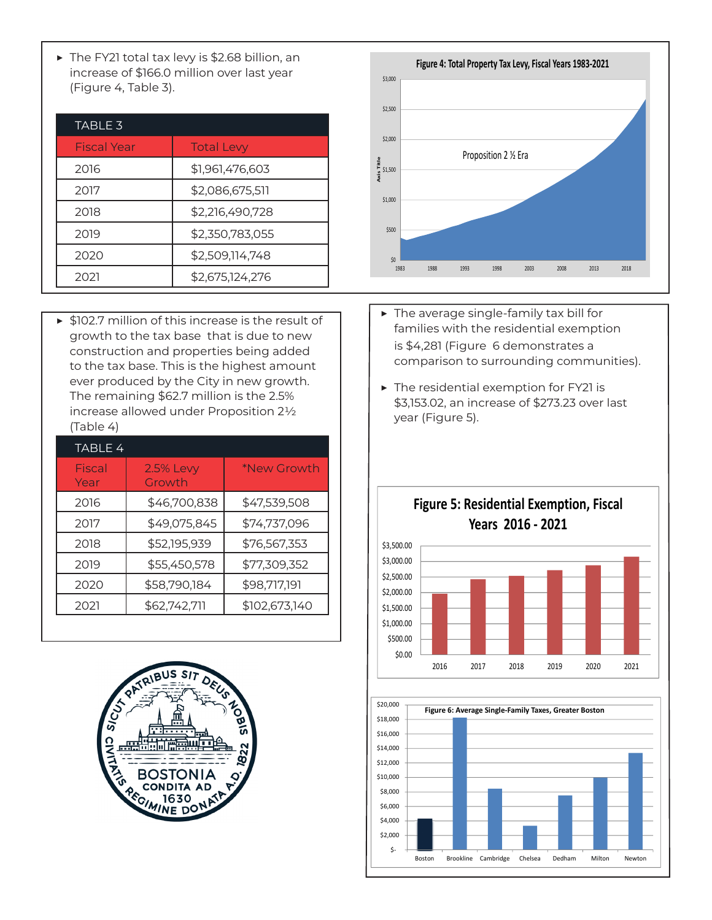- The FY21 total tax levy is $2.68 billion, an increase of $166.0 million over last year (Figure 4, Table 3).

TABLE 3

| Fiscal Year | Total Levy |
|---|---|
| 2016 | $1,961,476,603 |
| 2017 | $2,086,675,511 |
| 2018 | $2,216,490,728 |
| 2019 | $2,350,783,055 |
| 2020 | $2,509,114,748 |
| 2021 | $2,675,124,276 |

Figure 4: Total Property Tax Levy, Fiscal Years 1983-2021

Proposition 2 ½ Era

Axis Title

$3,000
$2,500
$2,000
$1,500
$1,000
$500
$0

1983 1988 1993 1998 2003 2008 2013 2018

- $102.7 million of this increase is the result of growth to the tax base that is due to new construction and properties being added to the tax base. This is the highest amount ever produced by the City in new growth. The remaining $62.7 million is the 2.5% increase allowed under Proposition 2½ (Table 4)

TABLE 4

| Fiscal Year | 2.5% Levy Growth | *New Growth |
|---|---|---|
| 2016 | $46,700,838 | $47,539,508 |
| 2017 | $49,075,845 | $74,737,096 |
| 2018 | $52,195,939 | $76,567,353 |
| 2019 | $55,450,578 | $77,309,352 |
| 2020 | $58,790,184 | $98,717,191 |
| 2021 | $62,742,711 | $102,673,140 |

- The average single-family tax bill for families with the residential exemption is $4,281 (Figure 6 demonstrates a comparison to surrounding communities).
- The residential exemption for FY21 is $3,153.02, an increase of $273.23 over last year (Figure 5).

Figure 5: Residential Exemption, Fiscal Years 2016 - 2021

$3,500.00
$3,000.00
$2,500.00
$2,000.00
$1,500.00
$1,000.00
$500.00
$0.00

2016 2017 2018 2019 2020 2021

Figure 6: Average Single-Family Taxes, Greater Boston

$20,000
$18,000
$16,000
$14,000
$12,000
$10,000
$8,000
$6,000
$4,000
$2,000
$-

Boston Brookline Cambridge Chelsea Dedham Milton Newton

SICUT PATRIBUS SIT DEUS NOBIS
BOSTONIA CONDITA AD 1630
CIVITATIS REGIMINE DONATA A.D. 1822